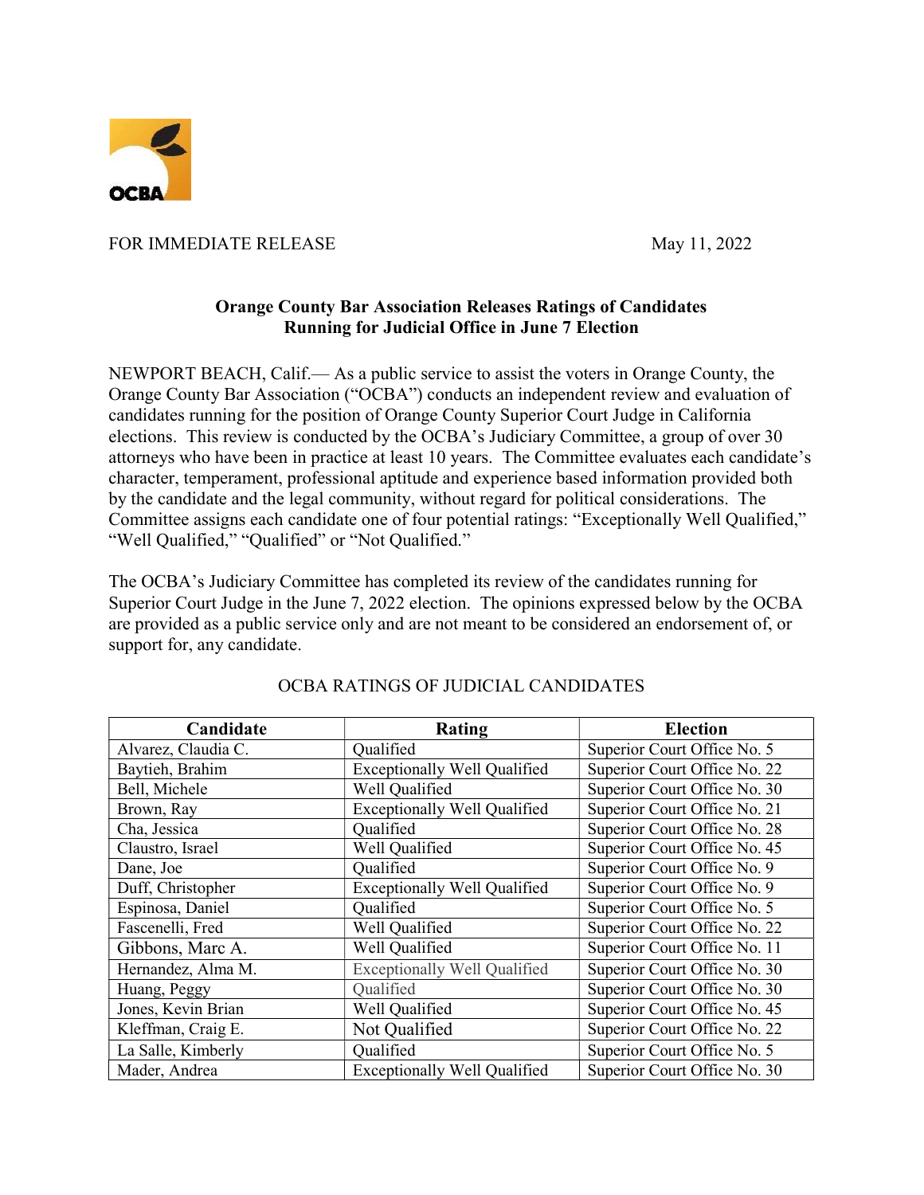OCBA

FOR IMMEDIATE RELEASE May 11, 2022

## Orange County Bar Association Releases Ratings of Candidates Running for Judicial Office in June 7 Election

NEWPORT BEACH, Calif.— As a public service to assist the voters in Orange County, the Orange County Bar Association ("OCBA") conducts an independent review and evaluation of candidates running for the position of Orange County Superior Court Judge in California elections. This review is conducted by the OCBA's Judiciary Committee, a group of over 30 attorneys who have been in practice at least 10 years. The Committee evaluates each candidate's character, temperament, professional aptitude and experience based information provided both by the candidate and the legal community, without regard for political considerations. The Committee assigns each candidate one of four potential ratings: "Exceptionally Well Qualified," "Well Qualified," "Qualified" or "Not Qualified."

The OCBA's Judiciary Committee has completed its review of the candidates running for Superior Court Judge in the June 7, 2022 election. The opinions expressed below by the OCBA are provided as a public service only and are not meant to be considered an endorsement of, or support for, any candidate.

OCBA RATINGS OF JUDICIAL CANDIDATES

| Candidate | Rating | Election |
|---|---|---|
| Alvarez, Claudia C. | Qualified | Superior Court Office No. 5 |
| Baytieh, Brahim | Exceptionally Well Qualified | Superior Court Office No. 22 |
| Bell, Michele | Well Qualified | Superior Court Office No. 30 |
| Brown, Ray | Exceptionally Well Qualified | Superior Court Office No. 21 |
| Cha, Jessica | Qualified | Superior Court Office No. 28 |
| Claustro, Israel | Well Qualified | Superior Court Office No. 45 |
| Dane, Joe | Qualified | Superior Court Office No. 9 |
| Duff, Christopher | Exceptionally Well Qualified | Superior Court Office No. 9 |
| Espinosa, Daniel | Qualified | Superior Court Office No. 5 |
| Fascenelli, Fred | Well Qualified | Superior Court Office No. 22 |
| Gibbons, Marc A. | Well Qualified | Superior Court Office No. 11 |
| Hernandez, Alma M. | Exceptionally Well Qualified | Superior Court Office No. 30 |
| Huang, Peggy | Qualified | Superior Court Office No. 30 |
| Jones, Kevin Brian | Well Qualified | Superior Court Office No. 45 |
| Kleffman, Craig E. | Not Qualified | Superior Court Office No. 22 |
| La Salle, Kimberly | Qualified | Superior Court Office No. 5 |
| Mader, Andrea | Exceptionally Well Qualified | Superior Court Office No. 30 |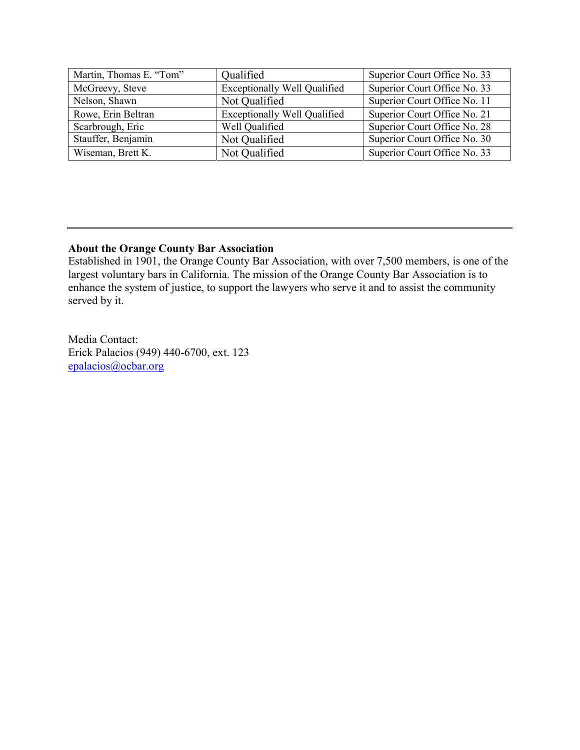| | | |
|---|---|---|
| Martin, Thomas E. "Tom" | Qualified | Superior Court Office No. 33 |
| McGreevy, Steve | Exceptionally Well Qualified | Superior Court Office No. 33 |
| Nelson, Shawn | Not Qualified | Superior Court Office No. 11 |
| Rowe, Erin Beltran | Exceptionally Well Qualified | Superior Court Office No. 21 |
| Scarbrough, Eric | Well Qualified | Superior Court Office No. 28 |
| Stauffer, Benjamin | Not Qualified | Superior Court Office No. 30 |
| Wiseman, Brett K. | Not Qualified | Superior Court Office No. 33 |

---

**About the Orange County Bar Association**

Established in 1901, the Orange County Bar Association, with over 7,500 members, is one of the largest voluntary bars in California. The mission of the Orange County Bar Association is to enhance the system of justice, to support the lawyers who serve it and to assist the community served by it.

Media Contact:
Erick Palacios (949) 440-6700, ext. 123
epalacios@ocbar.org